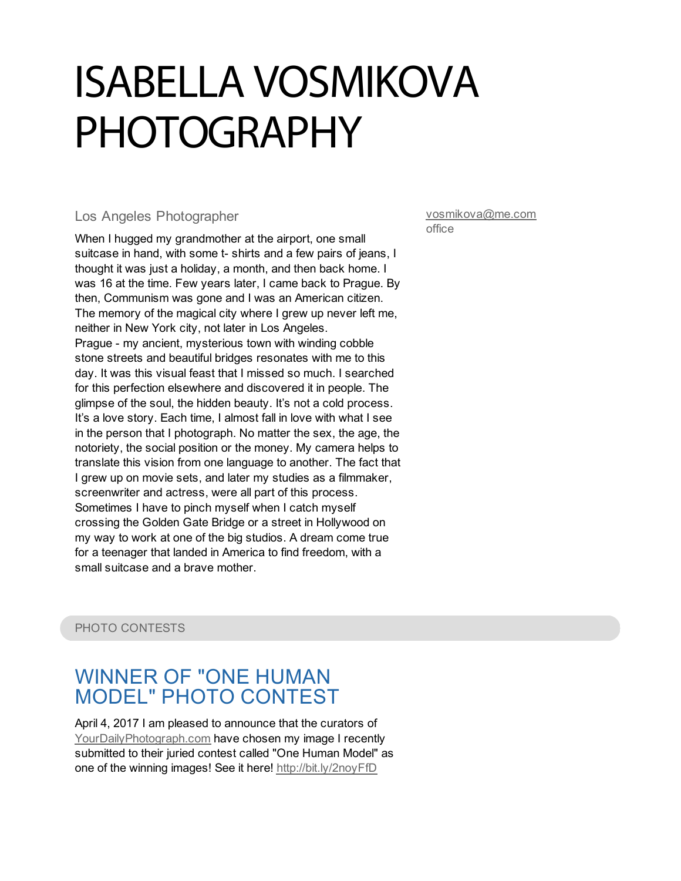# ISABELLA VOSMIKOVA PHOTOGRAPHY

Los Angeles Photographer

vosmikova@me.com
office

When I hugged my grandmother at the airport, one small suitcase in hand, with some t- shirts and a few pairs of jeans, I thought it was just a holiday, a month, and then back home. I was 16 at the time. Few years later, I came back to Prague. By then, Communism was gone and I was an American citizen. The memory of the magical city where I grew up never left me, neither in New York city, not later in Los Angeles.
Prague - my ancient, mysterious town with winding cobble stone streets and beautiful bridges resonates with me to this day. It was this visual feast that I missed so much. I searched for this perfection elsewhere and discovered it in people. The glimpse of the soul, the hidden beauty. It's not a cold process. It's a love story. Each time, I almost fall in love with what I see in the person that I photograph. No matter the sex, the age, the notoriety, the social position or the money. My camera helps to translate this vision from one language to another. The fact that I grew up on movie sets, and later my studies as a filmmaker, screenwriter and actress, were all part of this process.
Sometimes I have to pinch myself when I catch myself crossing the Golden Gate Bridge or a street in Hollywood on my way to work at one of the big studios. A dream come true for a teenager that landed in America to find freedom, with a small suitcase and a brave mother.

## PHOTO CONTESTS

### WINNER OF "ONE HUMAN MODEL" PHOTO CONTEST

April 4, 2017 I am pleased to announce that the curators of YourDailyPhotograph.com have chosen my image I recently submitted to their juried contest called "One Human Model" as one of the winning images! See it here! http://bit.ly/2noyFfD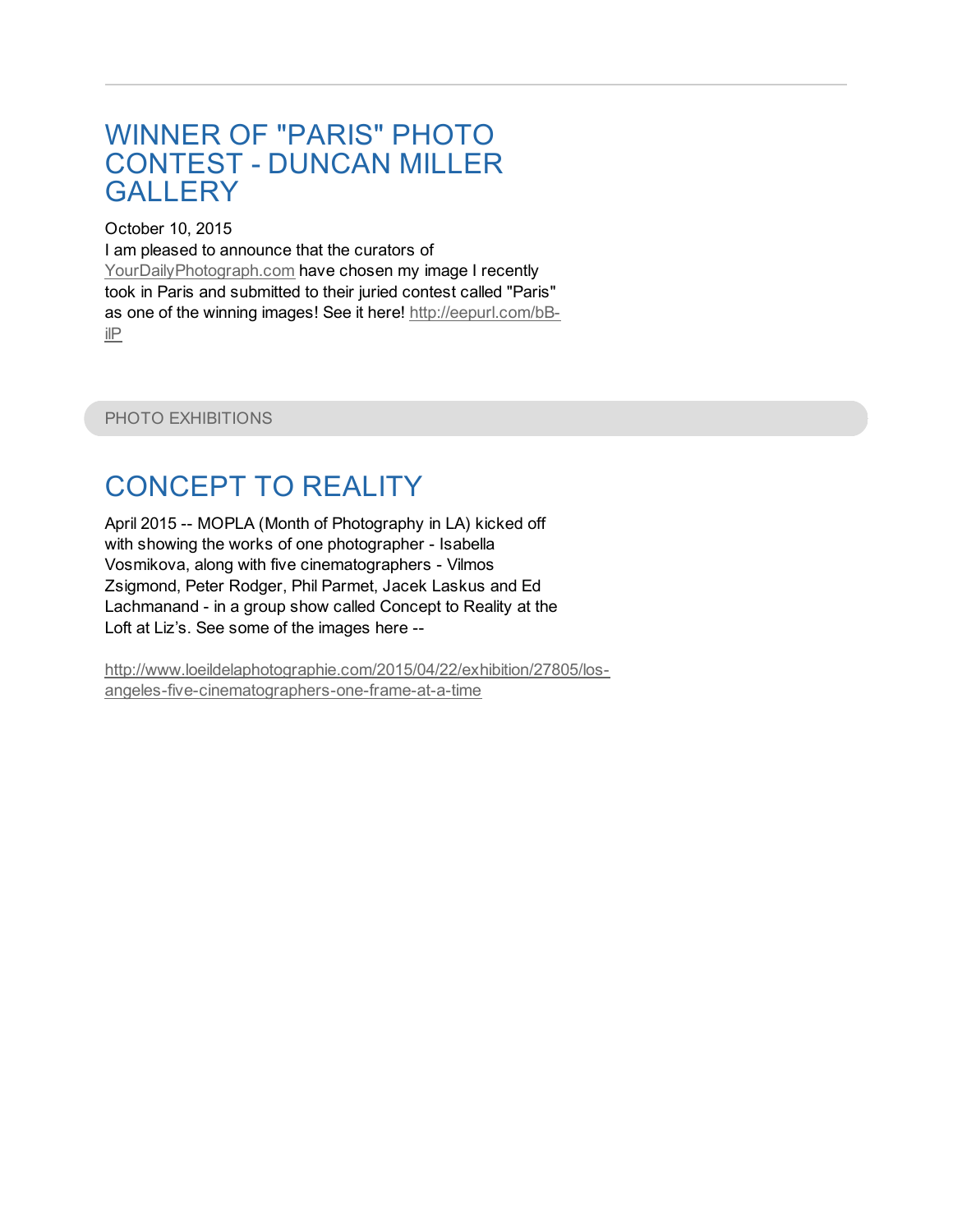---

## WINNER OF "PARIS" PHOTO CONTEST - DUNCAN MILLER GALLERY

October 10, 2015

I am pleased to announce that the curators of YourDailyPhotograph.com have chosen my image I recently took in Paris and submitted to their juried contest called "Paris" as one of the winning images! See it here! http://eepurl.com/bB-ilP

PHOTO EXHIBITIONS

## CONCEPT TO REALITY

April 2015 -- MOPLA (Month of Photography in LA) kicked off with showing the works of one photographer - Isabella Vosmikova, along with five cinematographers - Vilmos Zsigmond, Peter Rodger, Phil Parmet, Jacek Laskus and Ed Lachmanand - in a group show called Concept to Reality at the Loft at Liz's. See some of the images here --

http://www.loeildelaphotographie.com/2015/04/22/exhibition/27805/los-angeles-five-cinematographers-one-frame-at-a-time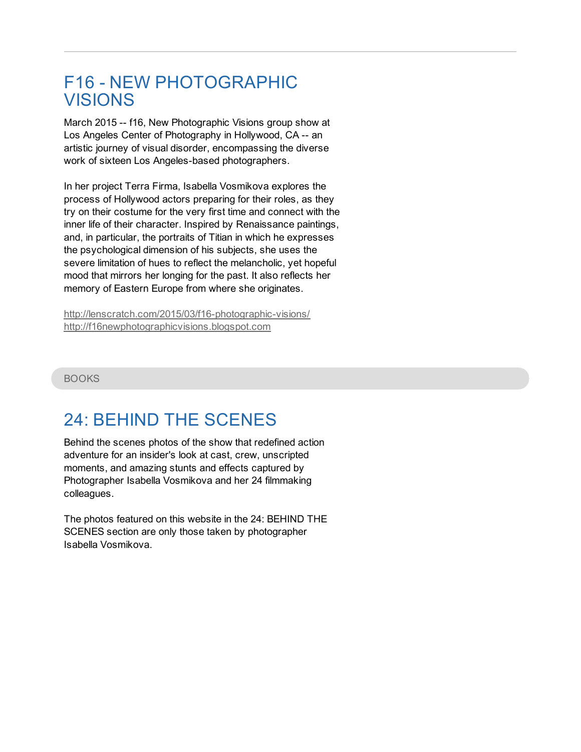## F16 - NEW PHOTOGRAPHIC VISIONS

March 2015 -- f16, New Photographic Visions group show at Los Angeles Center of Photography in Hollywood, CA -- an artistic journey of visual disorder, encompassing the diverse work of sixteen Los Angeles-based photographers.

In her project Terra Firma, Isabella Vosmikova explores the process of Hollywood actors preparing for their roles, as they try on their costume for the very first time and connect with the inner life of their character. Inspired by Renaissance paintings, and, in particular, the portraits of Titian in which he expresses the psychological dimension of his subjects, she uses the severe limitation of hues to reflect the melancholic, yet hopeful mood that mirrors her longing for the past. It also reflects her memory of Eastern Europe from where she originates.

http://lenscratch.com/2015/03/f16-photographic-visions/
http://f16newphotographicvisions.blogspot.com

BOOKS

## 24: BEHIND THE SCENES

Behind the scenes photos of the show that redefined action adventure for an insider's look at cast, crew, unscripted moments, and amazing stunts and effects captured by Photographer Isabella Vosmikova and her 24 filmmaking colleagues.

The photos featured on this website in the 24: BEHIND THE SCENES section are only those taken by photographer Isabella Vosmikova.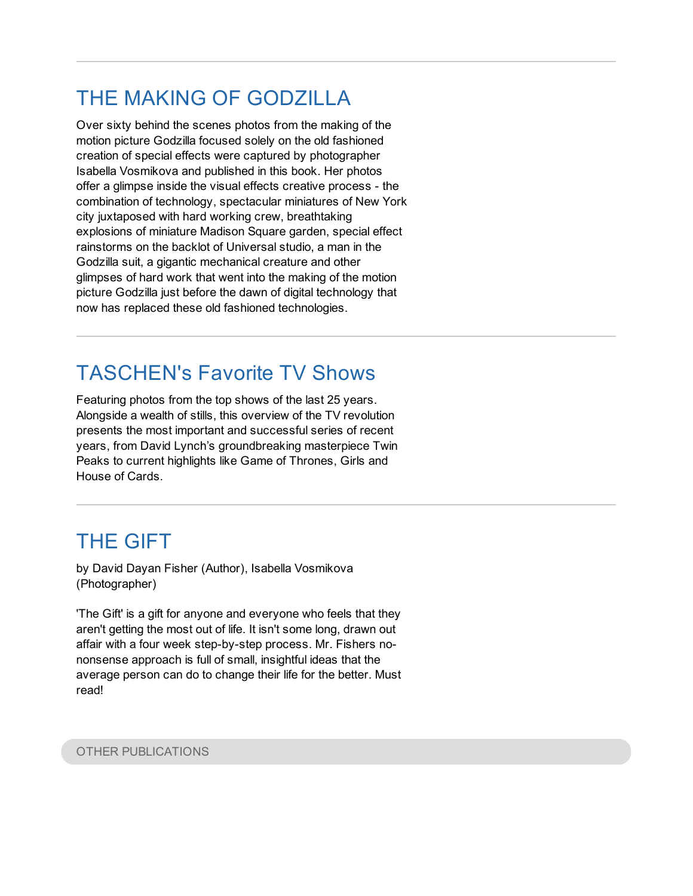## THE MAKING OF GODZILLA

Over sixty behind the scenes photos from the making of the motion picture Godzilla focused solely on the old fashioned creation of special effects were captured by photographer Isabella Vosmikova and published in this book. Her photos offer a glimpse inside the visual effects creative process - the combination of technology, spectacular miniatures of New York city juxtaposed with hard working crew, breathtaking explosions of miniature Madison Square garden, special effect rainstorms on the backlot of Universal studio, a man in the Godzilla suit, a gigantic mechanical creature and other glimpses of hard work that went into the making of the motion picture Godzilla just before the dawn of digital technology that now has replaced these old fashioned technologies.

---

## TASCHEN's Favorite TV Shows

Featuring photos from the top shows of the last 25 years. Alongside a wealth of stills, this overview of the TV revolution presents the most important and successful series of recent years, from David Lynch's groundbreaking masterpiece Twin Peaks to current highlights like Game of Thrones, Girls and House of Cards.

---

## THE GIFT

by David Dayan Fisher (Author), Isabella Vosmikova (Photographer)

'The Gift' is a gift for anyone and everyone who feels that they aren't getting the most out of life. It isn't some long, drawn out affair with a four week step-by-step process. Mr. Fishers no-nonsense approach is full of small, insightful ideas that the average person can do to change their life for the better. Must read!

OTHER PUBLICATIONS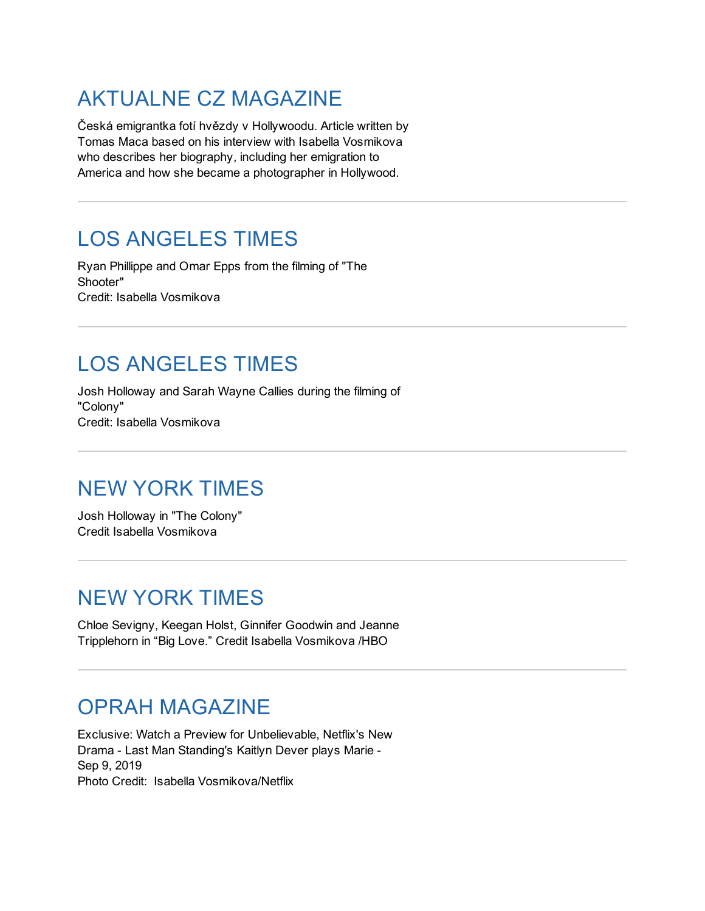## AKTUALNE CZ MAGAZINE

Česká emigrantka fotí hvězdy v Hollywoodu. Article written by Tomas Maca based on his interview with Isabella Vosmikova who describes her biography, including her emigration to America and how she became a photographer in Hollywood.

---

## LOS ANGELES TIMES

Ryan Phillippe and Omar Epps from the filming of "The Shooter"
Credit: Isabella Vosmikova

---

## LOS ANGELES TIMES

Josh Holloway and Sarah Wayne Callies during the filming of "Colony"
Credit: Isabella Vosmikova

---

## NEW YORK TIMES

Josh Holloway in "The Colony"
Credit Isabella Vosmikova

---

## NEW YORK TIMES

Chloe Sevigny, Keegan Holst, Ginnifer Goodwin and Jeanne Tripplehorn in “Big Love.” Credit Isabella Vosmikova /HBO

---

## OPRAH MAGAZINE

Exclusive: Watch a Preview for Unbelievable, Netflix's New Drama - Last Man Standing's Kaitlyn Dever plays Marie - Sep 9, 2019
Photo Credit: Isabella Vosmikova/Netflix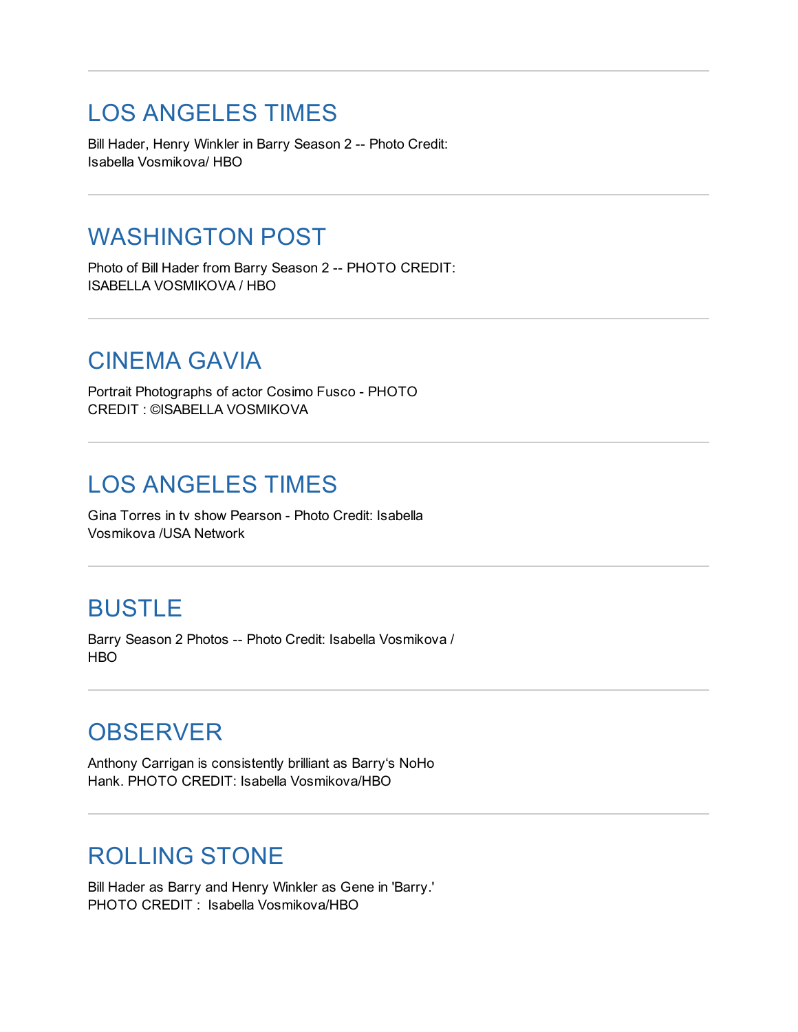---

## LOS ANGELES TIMES

Bill Hader, Henry Winkler in Barry Season 2 -- Photo Credit: Isabella Vosmikova/ HBO

---

## WASHINGTON POST

Photo of Bill Hader from Barry Season 2 -- PHOTO CREDIT: ISABELLA VOSMIKOVA / HBO

---

## CINEMA GAVIA

Portrait Photographs of actor Cosimo Fusco - PHOTO CREDIT : ©ISABELLA VOSMIKOVA

---

## LOS ANGELES TIMES

Gina Torres in tv show Pearson - Photo Credit: Isabella Vosmikova /USA Network

---

## BUSTLE

Barry Season 2 Photos -- Photo Credit: Isabella Vosmikova / HBO

---

## OBSERVER

Anthony Carrigan is consistently brilliant as Barry's NoHo Hank. PHOTO CREDIT: Isabella Vosmikova/HBO

---

## ROLLING STONE

Bill Hader as Barry and Henry Winkler as Gene in 'Barry.' PHOTO CREDIT : Isabella Vosmikova/HBO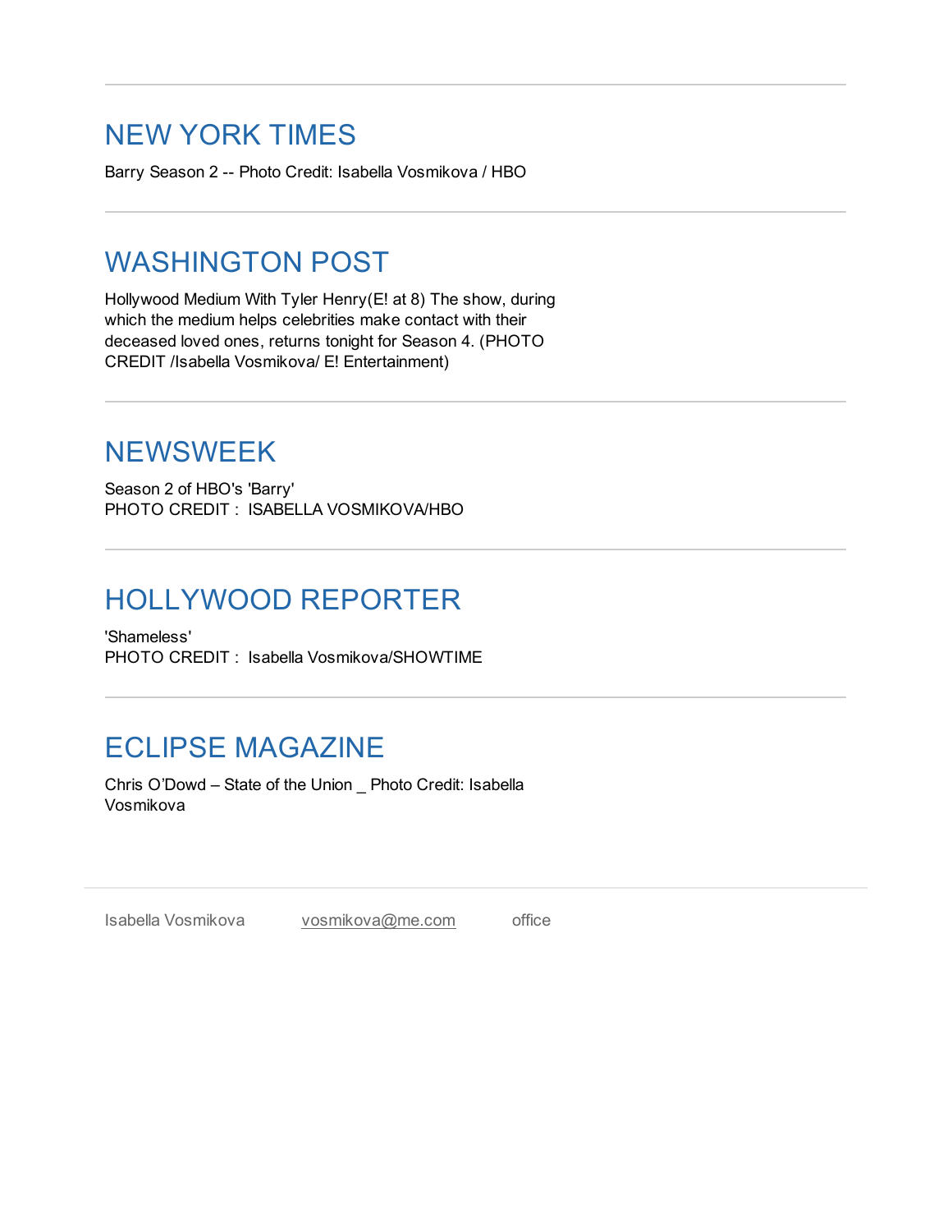## NEW YORK TIMES

Barry Season 2 -- Photo Credit: Isabella Vosmikova / HBO

---

## WASHINGTON POST

Hollywood Medium With Tyler Henry(E! at 8) The show, during which the medium helps celebrities make contact with their deceased loved ones, returns tonight for Season 4. (PHOTO CREDIT /Isabella Vosmikova/ E! Entertainment)

---

## NEWSWEEK

Season 2 of HBO's 'Barry'
PHOTO CREDIT : ISABELLA VOSMIKOVA/HBO

---

## HOLLYWOOD REPORTER

'Shameless'
PHOTO CREDIT : Isabella Vosmikova/SHOWTIME

---

## ECLIPSE MAGAZINE

Chris O'Dowd – State of the Union _ Photo Credit: Isabella Vosmikova

---

Isabella Vosmikova vosmikova@me.com office